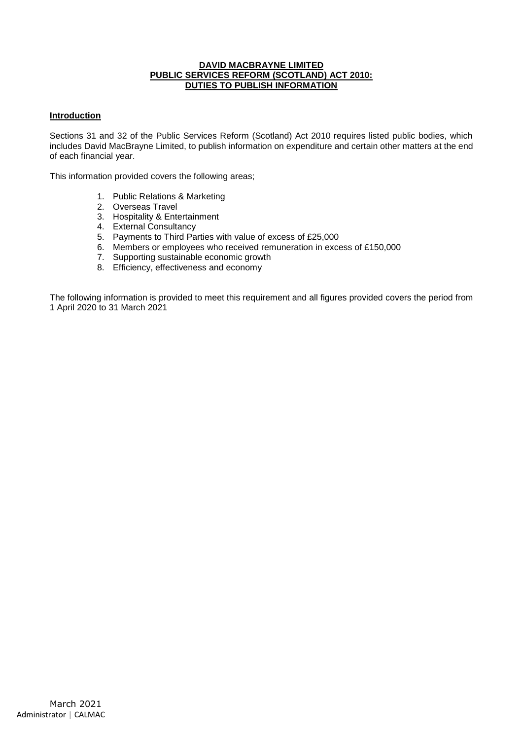# DAVID MACBRAYNE LIMITED
# PUBLIC SERVICES REFORM (SCOTLAND) ACT 2010:
# DUTIES TO PUBLISH INFORMATION

## Introduction

Sections 31 and 32 of the Public Services Reform (Scotland) Act 2010 requires listed public bodies, which includes David MacBrayne Limited, to publish information on expenditure and certain other matters at the end of each financial year.

This information provided covers the following areas;

1. Public Relations & Marketing
2. Overseas Travel
3. Hospitality & Entertainment
4. External Consultancy
5. Payments to Third Parties with value of excess of £25,000
6. Members or employees who received remuneration in excess of £150,000
7. Supporting sustainable economic growth
8. Efficiency, effectiveness and economy

The following information is provided to meet this requirement and all figures provided covers the period from 1 April 2020 to 31 March 2021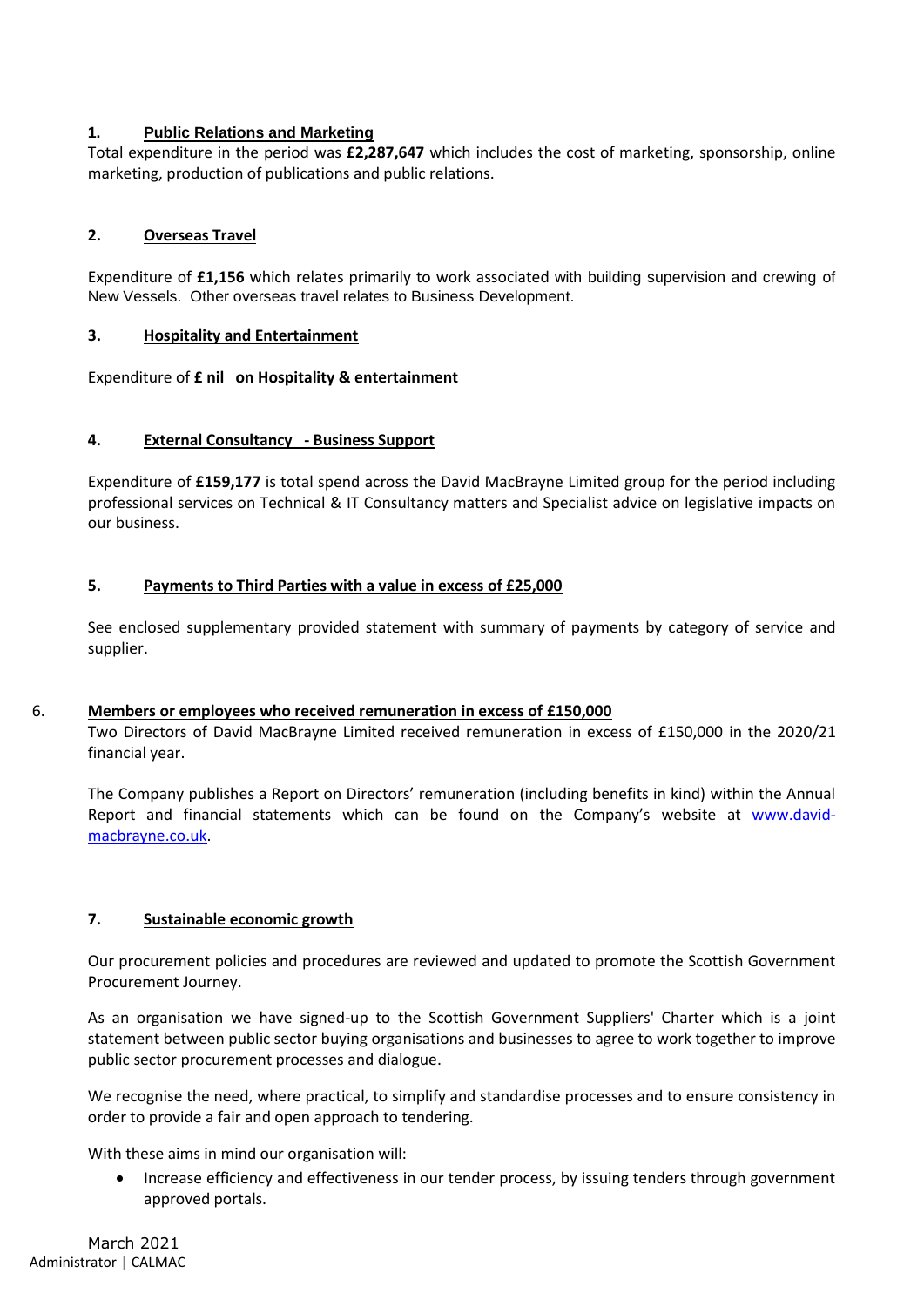## 1. Public Relations and Marketing

Total expenditure in the period was **£2,287,647** which includes the cost of marketing, sponsorship, online marketing, production of publications and public relations.

## 2. Overseas Travel

Expenditure of **£1,156** which relates primarily to work associated with building supervision and crewing of New Vessels. Other overseas travel relates to Business Development.

## 3. Hospitality and Entertainment

Expenditure of **£ nil on Hospitality & entertainment**

## 4. External Consultancy - Business Support

Expenditure of **£159,177** is total spend across the David MacBrayne Limited group for the period including professional services on Technical & IT Consultancy matters and Specialist advice on legislative impacts on our business.

## 5. Payments to Third Parties with a value in excess of £25,000

See enclosed supplementary provided statement with summary of payments by category of service and supplier.

## 6. Members or employees who received remuneration in excess of £150,000

Two Directors of David MacBrayne Limited received remuneration in excess of £150,000 in the 2020/21 financial year.

The Company publishes a Report on Directors' remuneration (including benefits in kind) within the Annual Report and financial statements which can be found on the Company's website at [www.david-macbrayne.co.uk](http://www.david-macbrayne.co.uk).

## 7. Sustainable economic growth

Our procurement policies and procedures are reviewed and updated to promote the Scottish Government Procurement Journey.

As an organisation we have signed-up to the Scottish Government Suppliers' Charter which is a joint statement between public sector buying organisations and businesses to agree to work together to improve public sector procurement processes and dialogue.

We recognise the need, where practical, to simplify and standardise processes and to ensure consistency in order to provide a fair and open approach to tendering.

With these aims in mind our organisation will:

- Increase efficiency and effectiveness in our tender process, by issuing tenders through government approved portals.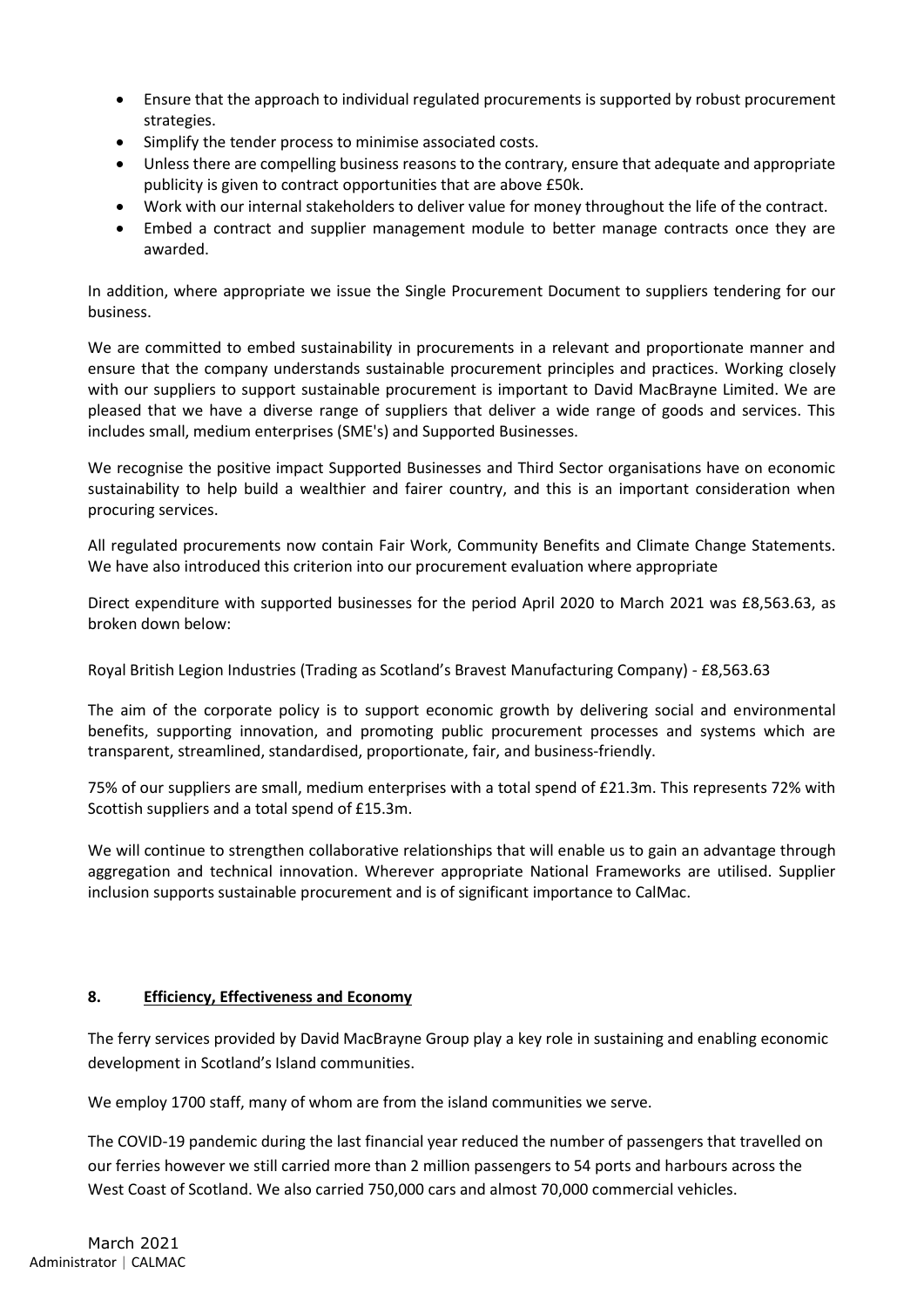- Ensure that the approach to individual regulated procurements is supported by robust procurement strategies.
- Simplify the tender process to minimise associated costs.
- Unless there are compelling business reasons to the contrary, ensure that adequate and appropriate publicity is given to contract opportunities that are above £50k.
- Work with our internal stakeholders to deliver value for money throughout the life of the contract.
- Embed a contract and supplier management module to better manage contracts once they are awarded.

In addition, where appropriate we issue the Single Procurement Document to suppliers tendering for our business.

We are committed to embed sustainability in procurements in a relevant and proportionate manner and ensure that the company understands sustainable procurement principles and practices. Working closely with our suppliers to support sustainable procurement is important to David MacBrayne Limited. We are pleased that we have a diverse range of suppliers that deliver a wide range of goods and services. This includes small, medium enterprises (SME's) and Supported Businesses.

We recognise the positive impact Supported Businesses and Third Sector organisations have on economic sustainability to help build a wealthier and fairer country, and this is an important consideration when procuring services.

All regulated procurements now contain Fair Work, Community Benefits and Climate Change Statements. We have also introduced this criterion into our procurement evaluation where appropriate

Direct expenditure with supported businesses for the period April 2020 to March 2021 was £8,563.63, as broken down below:

Royal British Legion Industries (Trading as Scotland's Bravest Manufacturing Company) - £8,563.63

The aim of the corporate policy is to support economic growth by delivering social and environmental benefits, supporting innovation, and promoting public procurement processes and systems which are transparent, streamlined, standardised, proportionate, fair, and business-friendly.

75% of our suppliers are small, medium enterprises with a total spend of £21.3m. This represents 72% with Scottish suppliers and a total spend of £15.3m.

We will continue to strengthen collaborative relationships that will enable us to gain an advantage through aggregation and technical innovation. Wherever appropriate National Frameworks are utilised. Supplier inclusion supports sustainable procurement and is of significant importance to CalMac.

## 8. Efficiency, Effectiveness and Economy

The ferry services provided by David MacBrayne Group play a key role in sustaining and enabling economic development in Scotland's Island communities.

We employ 1700 staff, many of whom are from the island communities we serve.

The COVID-19 pandemic during the last financial year reduced the number of passengers that travelled on our ferries however we still carried more than 2 million passengers to 54 ports and harbours across the West Coast of Scotland. We also carried 750,000 cars and almost 70,000 commercial vehicles.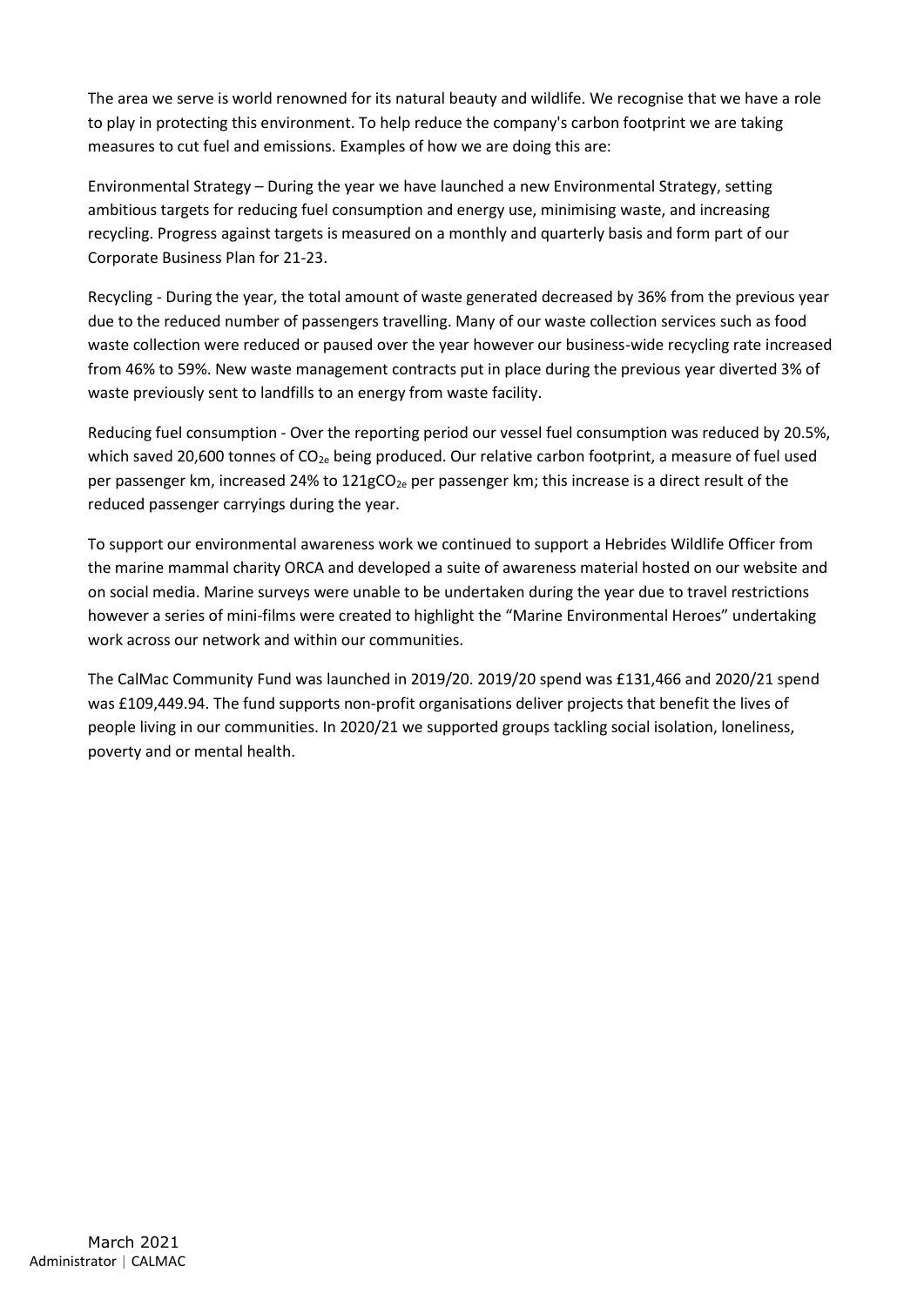The area we serve is world renowned for its natural beauty and wildlife. We recognise that we have a role to play in protecting this environment. To help reduce the company's carbon footprint we are taking measures to cut fuel and emissions. Examples of how we are doing this are:

Environmental Strategy – During the year we have launched a new Environmental Strategy, setting ambitious targets for reducing fuel consumption and energy use, minimising waste, and increasing recycling. Progress against targets is measured on a monthly and quarterly basis and form part of our Corporate Business Plan for 21-23.

Recycling - During the year, the total amount of waste generated decreased by 36% from the previous year due to the reduced number of passengers travelling. Many of our waste collection services such as food waste collection were reduced or paused over the year however our business-wide recycling rate increased from 46% to 59%. New waste management contracts put in place during the previous year diverted 3% of waste previously sent to landfills to an energy from waste facility.

Reducing fuel consumption - Over the reporting period our vessel fuel consumption was reduced by 20.5%, which saved 20,600 tonnes of $CO_{2e}$ being produced. Our relative carbon footprint, a measure of fuel used per passenger km, increased 24% to 121g$CO_{2e}$ per passenger km; this increase is a direct result of the reduced passenger carryings during the year.

To support our environmental awareness work we continued to support a Hebrides Wildlife Officer from the marine mammal charity ORCA and developed a suite of awareness material hosted on our website and on social media. Marine surveys were unable to be undertaken during the year due to travel restrictions however a series of mini-films were created to highlight the "Marine Environmental Heroes" undertaking work across our network and within our communities.

The CalMac Community Fund was launched in 2019/20. 2019/20 spend was £131,466 and 2020/21 spend was £109,449.94. The fund supports non-profit organisations deliver projects that benefit the lives of people living in our communities. In 2020/21 we supported groups tackling social isolation, loneliness, poverty and or mental health.